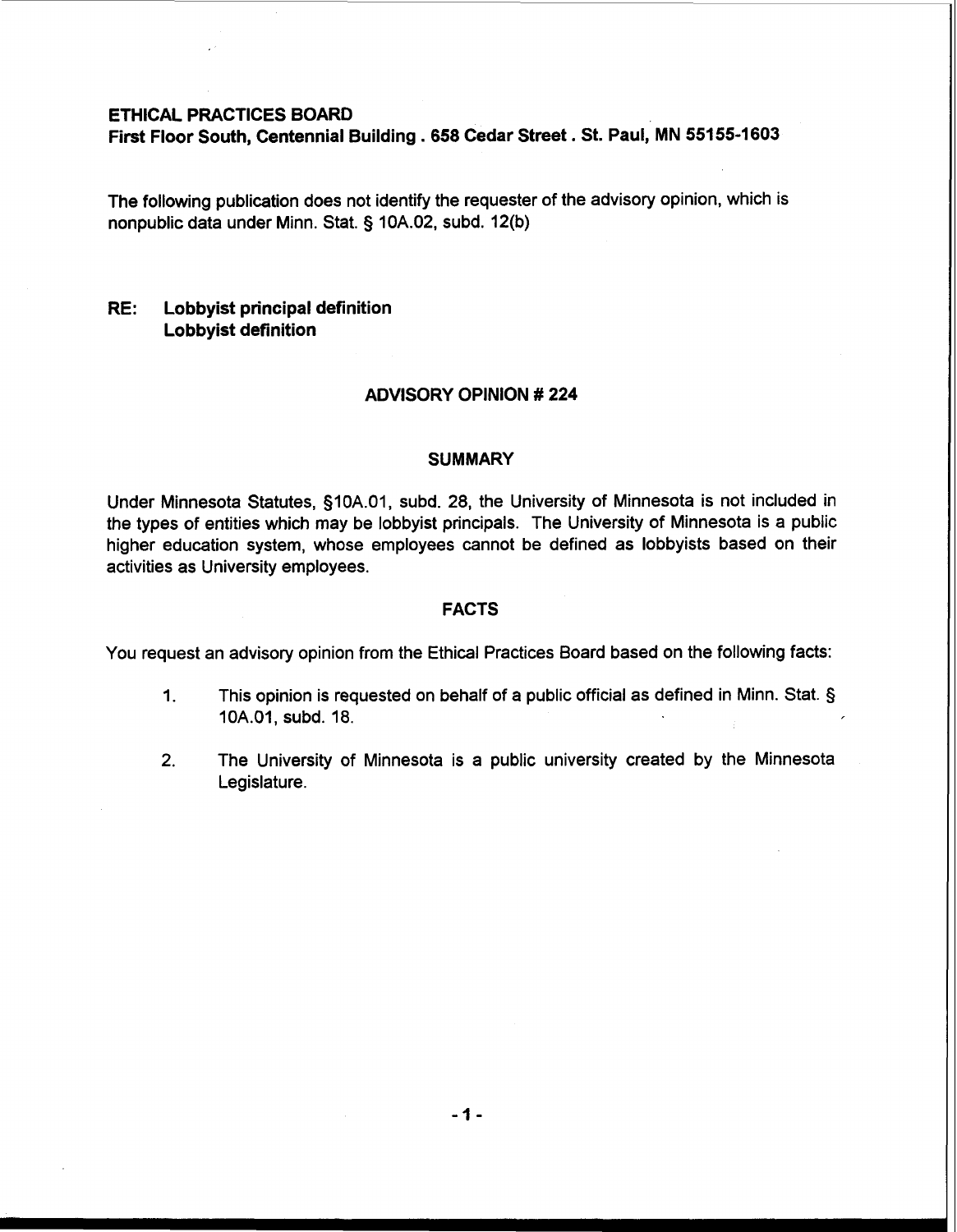**ETHICAL PRACTICES BOARD**
**First Floor South, Centennial Building . 658 Cedar Street . St. Paul, MN 55155-1603**

The following publication does not identify the requester of the advisory opinion, which is nonpublic data under Minn. Stat. § 10A.02, subd. 12(b)

**RE: Lobbyist principal definition**
**Lobbyist definition**

## ADVISORY OPINION # 224

### SUMMARY

Under Minnesota Statutes, §10A.01, subd. 28, the University of Minnesota is not included in the types of entities which may be lobbyist principals. The University of Minnesota is a public higher education system, whose employees cannot be defined as lobbyists based on their activities as University employees.

### FACTS

You request an advisory opinion from the Ethical Practices Board based on the following facts:

1. This opinion is requested on behalf of a public official as defined in Minn. Stat. § 10A.01, subd. 18.

2. The University of Minnesota is a public university created by the Minnesota Legislature.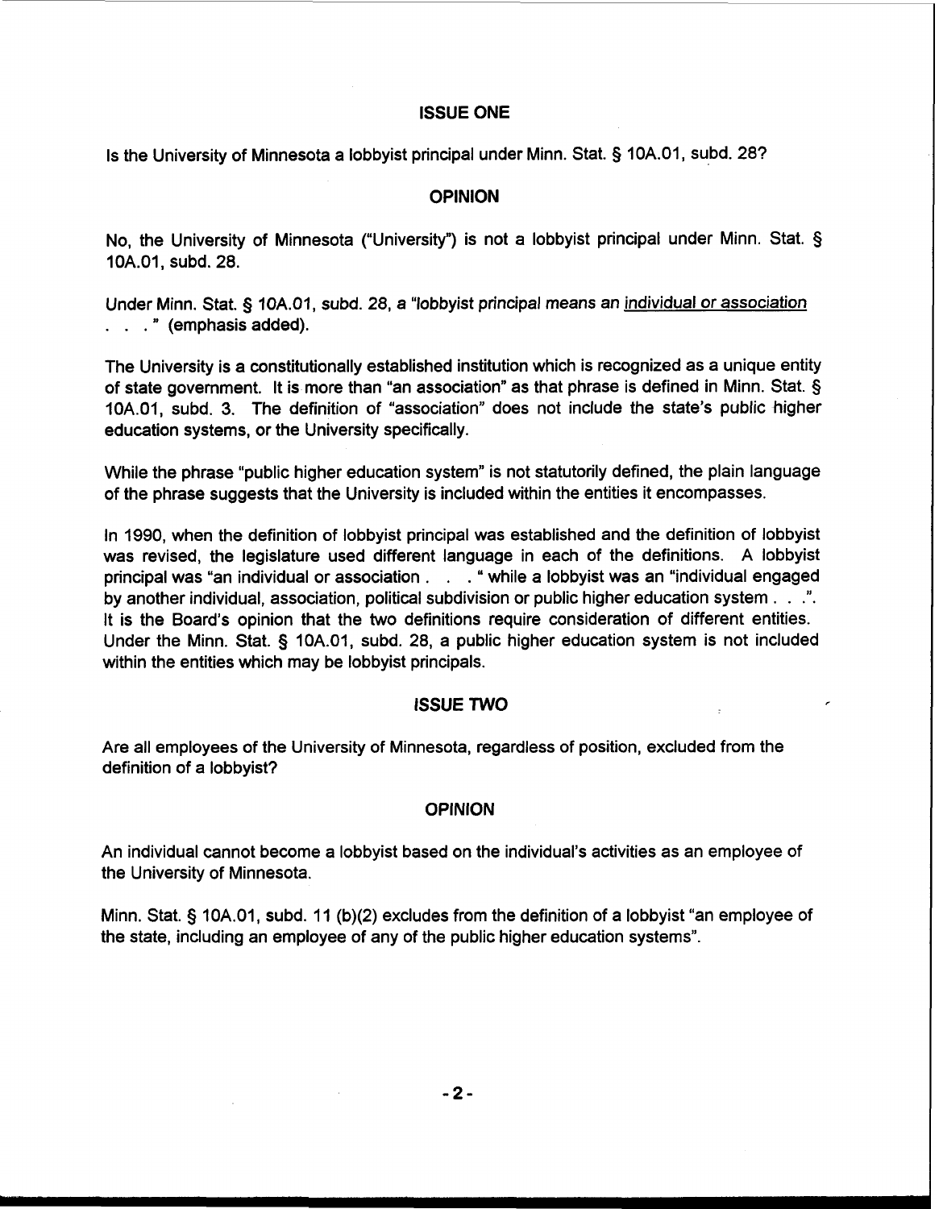## ISSUE ONE

Is the University of Minnesota a lobbyist principal under Minn. Stat. § 10A.01, subd. 28?

## OPINION

No, the University of Minnesota ("University") is not a lobbyist principal under Minn. Stat. § 10A.01, subd. 28.

Under Minn. Stat. § 10A.01, subd. 28, a "lobbyist principal means an <u>individual or association</u> . . . ." (emphasis added).

The University is a constitutionally established institution which is recognized as a unique entity of state government. It is more than "an association" as that phrase is defined in Minn. Stat. § 10A.01, subd. 3. The definition of "association" does not include the state's public higher education systems, or the University specifically.

While the phrase "public higher education system" is not statutorily defined, the plain language of the phrase suggests that the University is included within the entities it encompasses.

In 1990, when the definition of lobbyist principal was established and the definition of lobbyist was revised, the legislature used different language in each of the definitions. A lobbyist principal was "an individual or association . . . ." while a lobbyist was an "individual engaged by another individual, association, political subdivision or public higher education system . . .". It is the Board's opinion that the two definitions require consideration of different entities. Under the Minn. Stat. § 10A.01, subd. 28, a public higher education system is not included within the entities which may be lobbyist principals.

## ISSUE TWO

Are all employees of the University of Minnesota, regardless of position, excluded from the definition of a lobbyist?

## OPINION

An individual cannot become a lobbyist based on the individual's activities as an employee of the University of Minnesota.

Minn. Stat. § 10A.01, subd. 11 (b)(2) excludes from the definition of a lobbyist "an employee of the state, including an employee of any of the public higher education systems".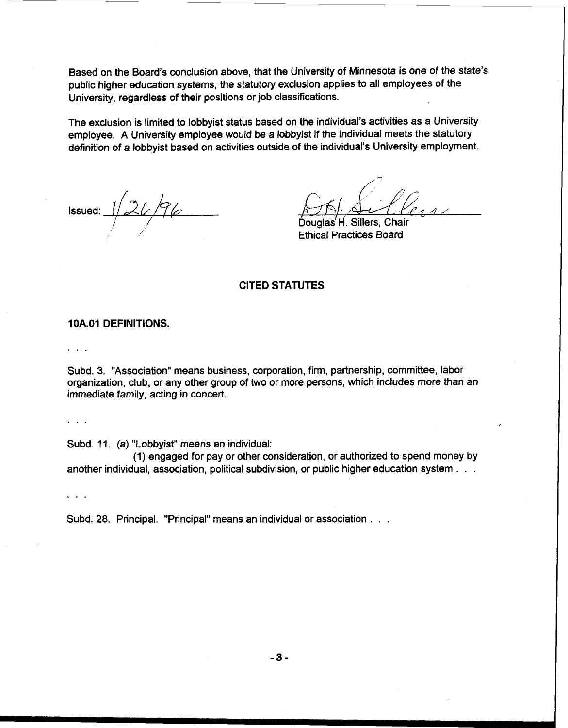Based on the Board's conclusion above, that the University of Minnesota is one of the state's public higher education systems, the statutory exclusion applies to all employees of the University, regardless of their positions or job classifications.

The exclusion is limited to lobbyist status based on the individual's activities as a University employee. A University employee would be a lobbyist if the individual meets the statutory definition of a lobbyist based on activities outside of the individual's University employment.

Issued: 1/26/96

Douglas H. Sillers, Chair
Ethical Practices Board

## CITED STATUTES

### 10A.01 DEFINITIONS.

. . .

Subd. 3. "Association" means business, corporation, firm, partnership, committee, labor organization, club, or any other group of two or more persons, which includes more than an immediate family, acting in concert.

. . .

Subd. 11. (a) "Lobbyist" means an individual:

(1) engaged for pay or other consideration, or authorized to spend money by another individual, association, political subdivision, or public higher education system . . .

. . .

Subd. 28. Principal. "Principal" means an individual or association . . .